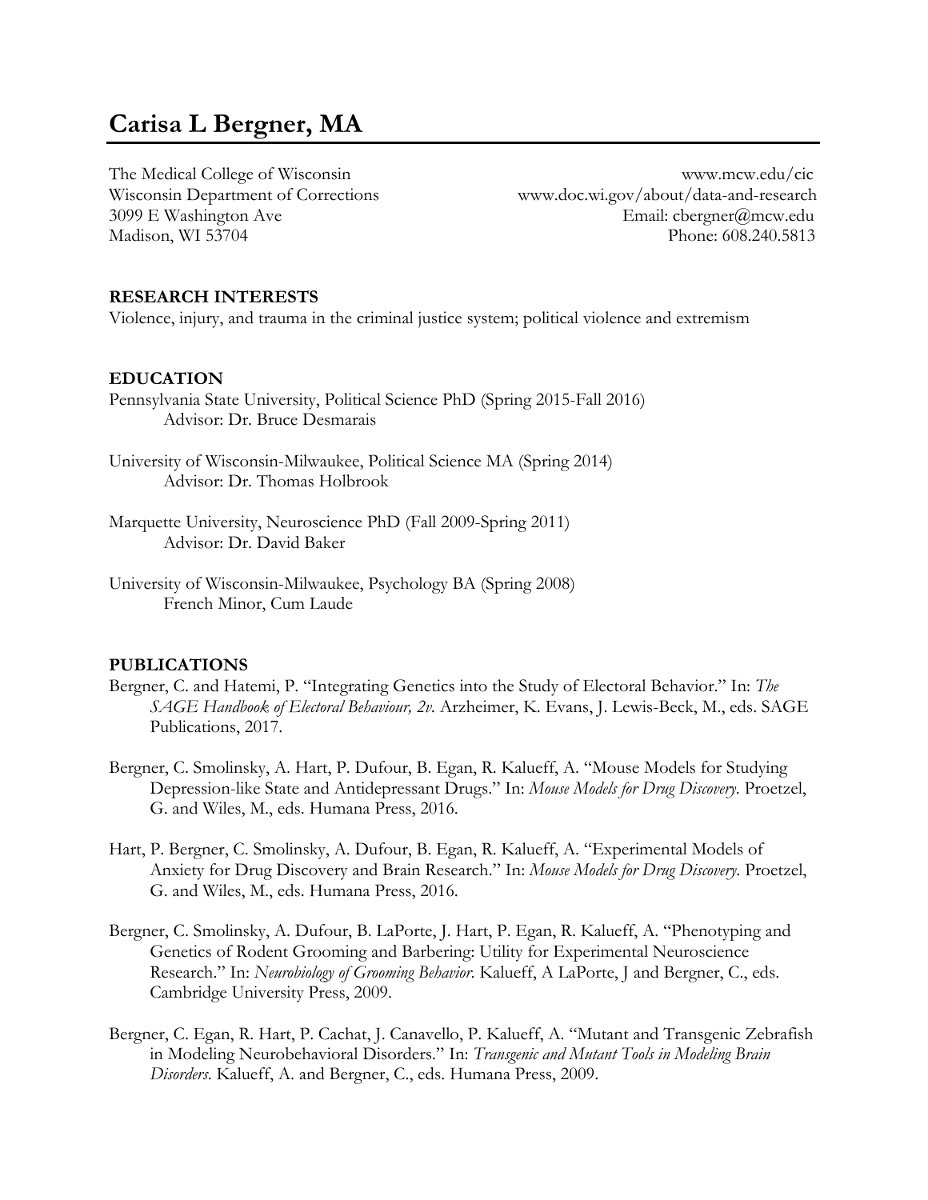# Carisa L Bergner, MA

The Medical College of Wisconsin
Wisconsin Department of Corrections
3099 E Washington Ave
Madison, WI 53704

www.mcw.edu/cic
www.doc.wi.gov/about/data-and-research
Email: cbergner@mcw.edu
Phone: 608.240.5813

## RESEARCH INTERESTS

Violence, injury, and trauma in the criminal justice system; political violence and extremism

## EDUCATION

Pennsylvania State University, Political Science PhD (Spring 2015-Fall 2016)
Advisor: Dr. Bruce Desmarais

University of Wisconsin-Milwaukee, Political Science MA (Spring 2014)
Advisor: Dr. Thomas Holbrook

Marquette University, Neuroscience PhD (Fall 2009-Spring 2011)
Advisor: Dr. David Baker

University of Wisconsin-Milwaukee, Psychology BA (Spring 2008)
French Minor, Cum Laude

## PUBLICATIONS

Bergner, C. and Hatemi, P. "Integrating Genetics into the Study of Electoral Behavior." In: *The SAGE Handbook of Electoral Behaviour, 2v.* Arzheimer, K. Evans, J. Lewis-Beck, M., eds. SAGE Publications, 2017.

Bergner, C. Smolinsky, A. Hart, P. Dufour, B. Egan, R. Kalueff, A. "Mouse Models for Studying Depression-like State and Antidepressant Drugs." In: *Mouse Models for Drug Discovery.* Proetzel, G. and Wiles, M., eds. Humana Press, 2016.

Hart, P. Bergner, C. Smolinsky, A. Dufour, B. Egan, R. Kalueff, A. "Experimental Models of Anxiety for Drug Discovery and Brain Research." In: *Mouse Models for Drug Discovery.* Proetzel, G. and Wiles, M., eds. Humana Press, 2016.

Bergner, C. Smolinsky, A. Dufour, B. LaPorte, J. Hart, P. Egan, R. Kalueff, A. "Phenotyping and Genetics of Rodent Grooming and Barbering: Utility for Experimental Neuroscience Research." In: *Neurobiology of Grooming Behavior.* Kalueff, A LaPorte, J and Bergner, C., eds. Cambridge University Press, 2009.

Bergner, C. Egan, R. Hart, P. Cachat, J. Canavello, P. Kalueff, A. "Mutant and Transgenic Zebrafish in Modeling Neurobehavioral Disorders." In: *Transgenic and Mutant Tools in Modeling Brain Disorders.* Kalueff, A. and Bergner, C., eds. Humana Press, 2009.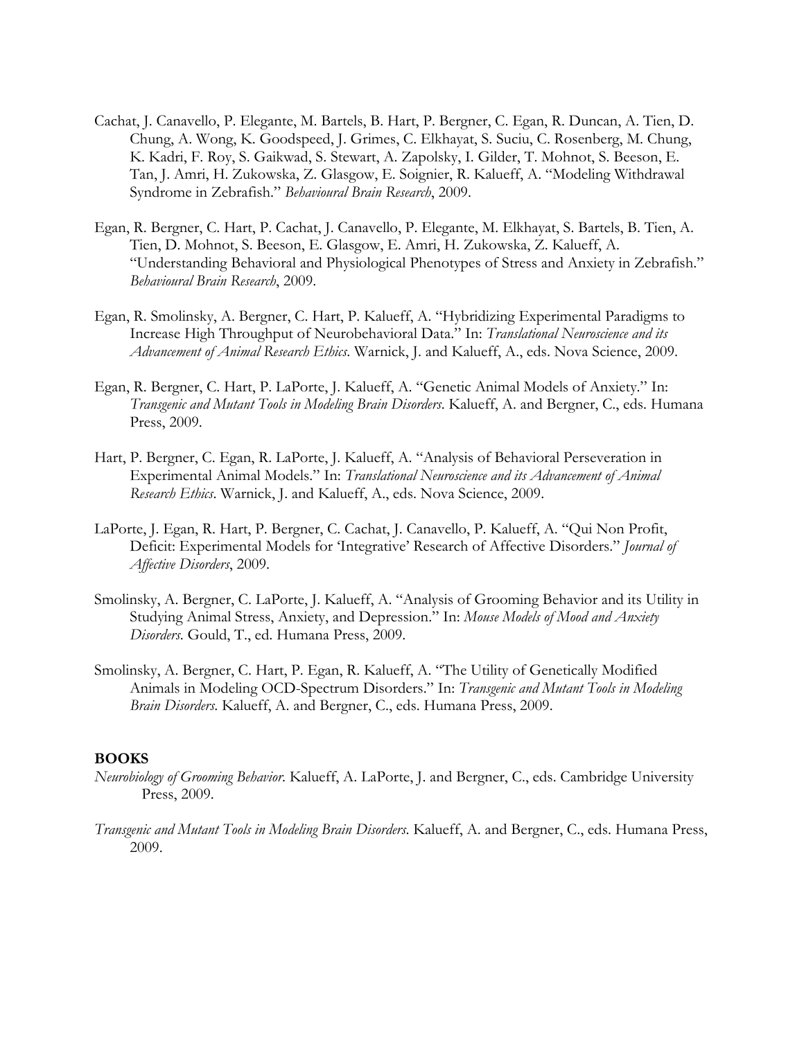Cachat, J. Canavello, P. Elegante, M. Bartels, B. Hart, P. Bergner, C. Egan, R. Duncan, A. Tien, D. Chung, A. Wong, K. Goodspeed, J. Grimes, C. Elkhayat, S. Suciu, C. Rosenberg, M. Chung, K. Kadri, F. Roy, S. Gaikwad, S. Stewart, A. Zapolsky, I. Gilder, T. Mohnot, S. Beeson, E. Tan, J. Amri, H. Zukowska, Z. Glasgow, E. Soignier, R. Kalueff, A. "Modeling Withdrawal Syndrome in Zebrafish." *Behavioural Brain Research*, 2009.

Egan, R. Bergner, C. Hart, P. Cachat, J. Canavello, P. Elegante, M. Elkhayat, S. Bartels, B. Tien, A. Tien, D. Mohnot, S. Beeson, E. Glasgow, E. Amri, H. Zukowska, Z. Kalueff, A. "Understanding Behavioral and Physiological Phenotypes of Stress and Anxiety in Zebrafish." *Behavioural Brain Research*, 2009.

Egan, R. Smolinsky, A. Bergner, C. Hart, P. Kalueff, A. "Hybridizing Experimental Paradigms to Increase High Throughput of Neurobehavioral Data." In: *Translational Neuroscience and its Advancement of Animal Research Ethics*. Warnick, J. and Kalueff, A., eds. Nova Science, 2009.

Egan, R. Bergner, C. Hart, P. LaPorte, J. Kalueff, A. "Genetic Animal Models of Anxiety." In: *Transgenic and Mutant Tools in Modeling Brain Disorders*. Kalueff, A. and Bergner, C., eds. Humana Press, 2009.

Hart, P. Bergner, C. Egan, R. LaPorte, J. Kalueff, A. "Analysis of Behavioral Perseveration in Experimental Animal Models." In: *Translational Neuroscience and its Advancement of Animal Research Ethics*. Warnick, J. and Kalueff, A., eds. Nova Science, 2009.

LaPorte, J. Egan, R. Hart, P. Bergner, C. Cachat, J. Canavello, P. Kalueff, A. "Qui Non Profit, Deficit: Experimental Models for 'Integrative' Research of Affective Disorders." *Journal of Affective Disorders*, 2009.

Smolinsky, A. Bergner, C. LaPorte, J. Kalueff, A. "Analysis of Grooming Behavior and its Utility in Studying Animal Stress, Anxiety, and Depression." In: *Mouse Models of Mood and Anxiety Disorders*. Gould, T., ed. Humana Press, 2009.

Smolinsky, A. Bergner, C. Hart, P. Egan, R. Kalueff, A. "The Utility of Genetically Modified Animals in Modeling OCD-Spectrum Disorders." In: *Transgenic and Mutant Tools in Modeling Brain Disorders*. Kalueff, A. and Bergner, C., eds. Humana Press, 2009.

**BOOKS**

*Neurobiology of Grooming Behavior*. Kalueff, A. LaPorte, J. and Bergner, C., eds. Cambridge University Press, 2009.

*Transgenic and Mutant Tools in Modeling Brain Disorders*. Kalueff, A. and Bergner, C., eds. Humana Press, 2009.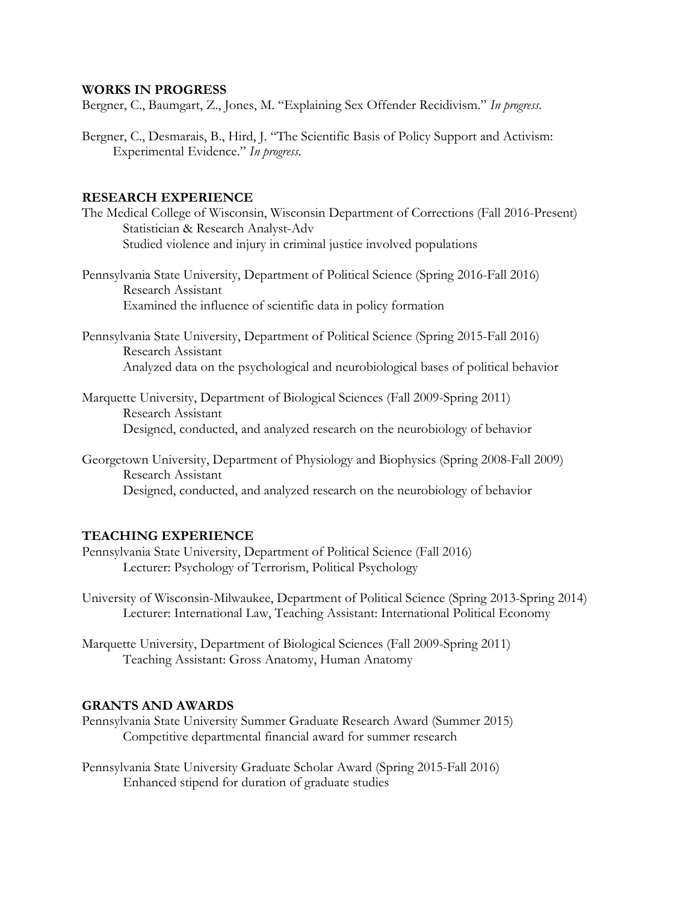## WORKS IN PROGRESS

Bergner, C., Baumgart, Z., Jones, M. "Explaining Sex Offender Recidivism." *In progress.*

Bergner, C., Desmarais, B., Hird, J. "The Scientific Basis of Policy Support and Activism: Experimental Evidence." *In progress.*

## RESEARCH EXPERIENCE

The Medical College of Wisconsin, Wisconsin Department of Corrections (Fall 2016-Present)
Statistician & Research Analyst-Adv
Studied violence and injury in criminal justice involved populations

Pennsylvania State University, Department of Political Science (Spring 2016-Fall 2016)
Research Assistant
Examined the influence of scientific data in policy formation

Pennsylvania State University, Department of Political Science (Spring 2015-Fall 2016)
Research Assistant
Analyzed data on the psychological and neurobiological bases of political behavior

Marquette University, Department of Biological Sciences (Fall 2009-Spring 2011)
Research Assistant
Designed, conducted, and analyzed research on the neurobiology of behavior

Georgetown University, Department of Physiology and Biophysics (Spring 2008-Fall 2009)
Research Assistant
Designed, conducted, and analyzed research on the neurobiology of behavior

## TEACHING EXPERIENCE

Pennsylvania State University, Department of Political Science (Fall 2016)
Lecturer: Psychology of Terrorism, Political Psychology

University of Wisconsin-Milwaukee, Department of Political Science (Spring 2013-Spring 2014)
Lecturer: International Law, Teaching Assistant: International Political Economy

Marquette University, Department of Biological Sciences (Fall 2009-Spring 2011)
Teaching Assistant: Gross Anatomy, Human Anatomy

## GRANTS AND AWARDS

Pennsylvania State University Summer Graduate Research Award (Summer 2015)
Competitive departmental financial award for summer research

Pennsylvania State University Graduate Scholar Award (Spring 2015-Fall 2016)
Enhanced stipend for duration of graduate studies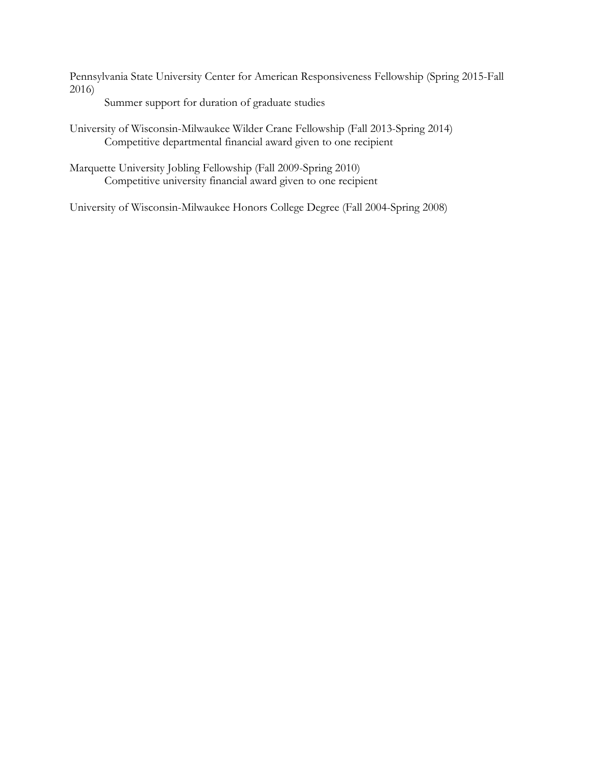Pennsylvania State University Center for American Responsiveness Fellowship (Spring 2015-Fall 2016)

  Summer support for duration of graduate studies

University of Wisconsin-Milwaukee Wilder Crane Fellowship (Fall 2013-Spring 2014)

  Competitive departmental financial award given to one recipient

Marquette University Jobling Fellowship (Fall 2009-Spring 2010)

  Competitive university financial award given to one recipient

University of Wisconsin-Milwaukee Honors College Degree (Fall 2004-Spring 2008)